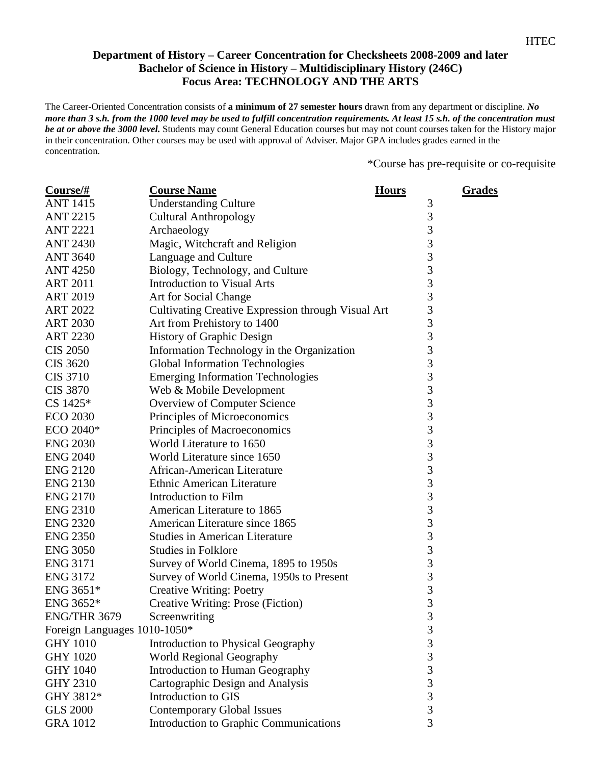**Department of History – Career Concentration for Checksheets 2008-2009 and later**
**Bachelor of Science in History – Multidisciplinary History (246C)**
**Focus Area: TECHNOLOGY AND THE ARTS**

The Career-Oriented Concentration consists of **a minimum of 27 semester hours** drawn from any department or discipline. ***No more than 3 s.h. from the 1000 level may be used to fulfill concentration requirements. At least 15 s.h. of the concentration must be at or above the 3000 level.*** Students may count General Education courses but may not count courses taken for the History major in their concentration. Other courses may be used with approval of Adviser. Major GPA includes grades earned in the concentration.

*Course has pre-requisite or co-requisite

| Course/# | Course Name | Hours | Grades |
|---|---|---|---|
| ANT 1415 | Understanding Culture | 3 | |
| ANT 2215 | Cultural Anthropology | 3 | |
| ANT 2221 | Archaeology | 3 | |
| ANT 2430 | Magic, Witchcraft and Religion | 3 | |
| ANT 3640 | Language and Culture | 3 | |
| ANT 4250 | Biology, Technology, and Culture | 3 | |
| ART 2011 | Introduction to Visual Arts | 3 | |
| ART 2019 | Art for Social Change | 3 | |
| ART 2022 | Cultivating Creative Expression through Visual Art | 3 | |
| ART 2030 | Art from Prehistory to 1400 | 3 | |
| ART 2230 | History of Graphic Design | 3 | |
| CIS 2050 | Information Technology in the Organization | 3 | |
| CIS 3620 | Global Information Technologies | 3 | |
| CIS 3710 | Emerging Information Technologies | 3 | |
| CIS 3870 | Web & Mobile Development | 3 | |
| CS 1425* | Overview of Computer Science | 3 | |
| ECO 2030 | Principles of Microeconomics | 3 | |
| ECO 2040* | Principles of Macroeconomics | 3 | |
| ENG 2030 | World Literature to 1650 | 3 | |
| ENG 2040 | World Literature since 1650 | 3 | |
| ENG 2120 | African-American Literature | 3 | |
| ENG 2130 | Ethnic American Literature | 3 | |
| ENG 2170 | Introduction to Film | 3 | |
| ENG 2310 | American Literature to 1865 | 3 | |
| ENG 2320 | American Literature since 1865 | 3 | |
| ENG 2350 | Studies in American Literature | 3 | |
| ENG 3050 | Studies in Folklore | 3 | |
| ENG 3171 | Survey of World Cinema, 1895 to 1950s | 3 | |
| ENG 3172 | Survey of World Cinema, 1950s to Present | 3 | |
| ENG 3651* | Creative Writing: Poetry | 3 | |
| ENG 3652* | Creative Writing: Prose (Fiction) | 3 | |
| ENG/THR 3679 | Screenwriting | 3 | |
| Foreign Languages 1010-1050* | | 3 | |
| GHY 1010 | Introduction to Physical Geography | 3 | |
| GHY 1020 | World Regional Geography | 3 | |
| GHY 1040 | Introduction to Human Geography | 3 | |
| GHY 2310 | Cartographic Design and Analysis | 3 | |
| GHY 3812* | Introduction to GIS | 3 | |
| GLS 2000 | Contemporary Global Issues | 3 | |
| GRA 1012 | Introduction to Graphic Communications | 3 | |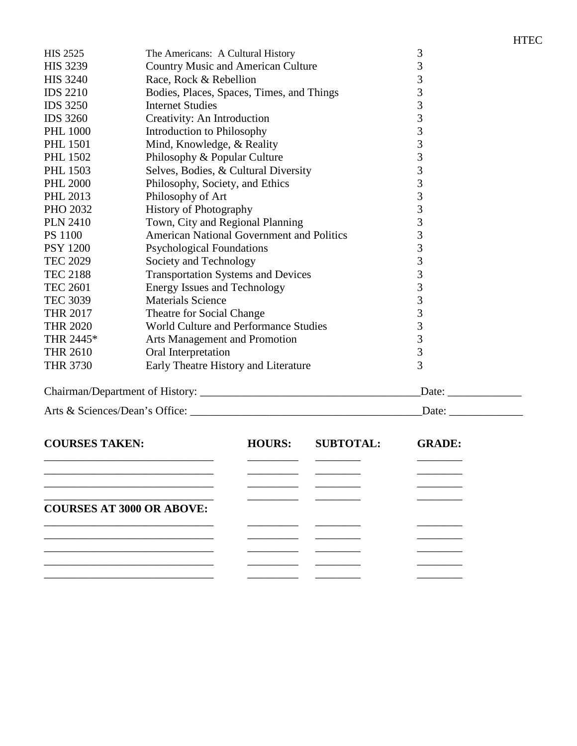| | | |
|---|---|---|
| HIS 2525 | The Americans: A Cultural History | 3 |
| HIS 3239 | Country Music and American Culture | 3 |
| HIS 3240 | Race, Rock & Rebellion | 3 |
| IDS 2210 | Bodies, Places, Spaces, Times, and Things | 3 |
| IDS 3250 | Internet Studies | 3 |
| IDS 3260 | Creativity: An Introduction | 3 |
| PHL 1000 | Introduction to Philosophy | 3 |
| PHL 1501 | Mind, Knowledge, & Reality | 3 |
| PHL 1502 | Philosophy & Popular Culture | 3 |
| PHL 1503 | Selves, Bodies, & Cultural Diversity | 3 |
| PHL 2000 | Philosophy, Society, and Ethics | 3 |
| PHL 2013 | Philosophy of Art | 3 |
| PHO 2032 | History of Photography | 3 |
| PLN 2410 | Town, City and Regional Planning | 3 |
| PS 1100 | American National Government and Politics | 3 |
| PSY 1200 | Psychological Foundations | 3 |
| TEC 2029 | Society and Technology | 3 |
| TEC 2188 | Transportation Systems and Devices | 3 |
| TEC 2601 | Energy Issues and Technology | 3 |
| TEC 3039 | Materials Science | 3 |
| THR 2017 | Theatre for Social Change | 3 |
| THR 2020 | World Culture and Performance Studies | 3 |
| THR 2445* | Arts Management and Promotion | 3 |
| THR 2610 | Oral Interpretation | 3 |
| THR 3730 | Early Theatre History and Literature | 3 |

Chairman/Department of History: ______________________________________Date: _____________

Arts & Sciences/Dean's Office: ________________________________________Date: _____________

| COURSES TAKEN: | HOURS: | SUBTOTAL: | GRADE: |
|---|---|---|---|
| ______________________________ | _________ | ________ | ________ |
| ______________________________ | _________ | ________ | ________ |
| ______________________________ | _________ | ________ | ________ |
| ______________________________ | _________ | ________ | ________ |
| **COURSES AT 3000 OR ABOVE:** | | | |
| ______________________________ | _________ | ________ | ________ |
| ______________________________ | _________ | ________ | ________ |
| ______________________________ | _________ | ________ | ________ |
| ______________________________ | _________ | ________ | ________ |
| ______________________________ | _________ | ________ | ________ |